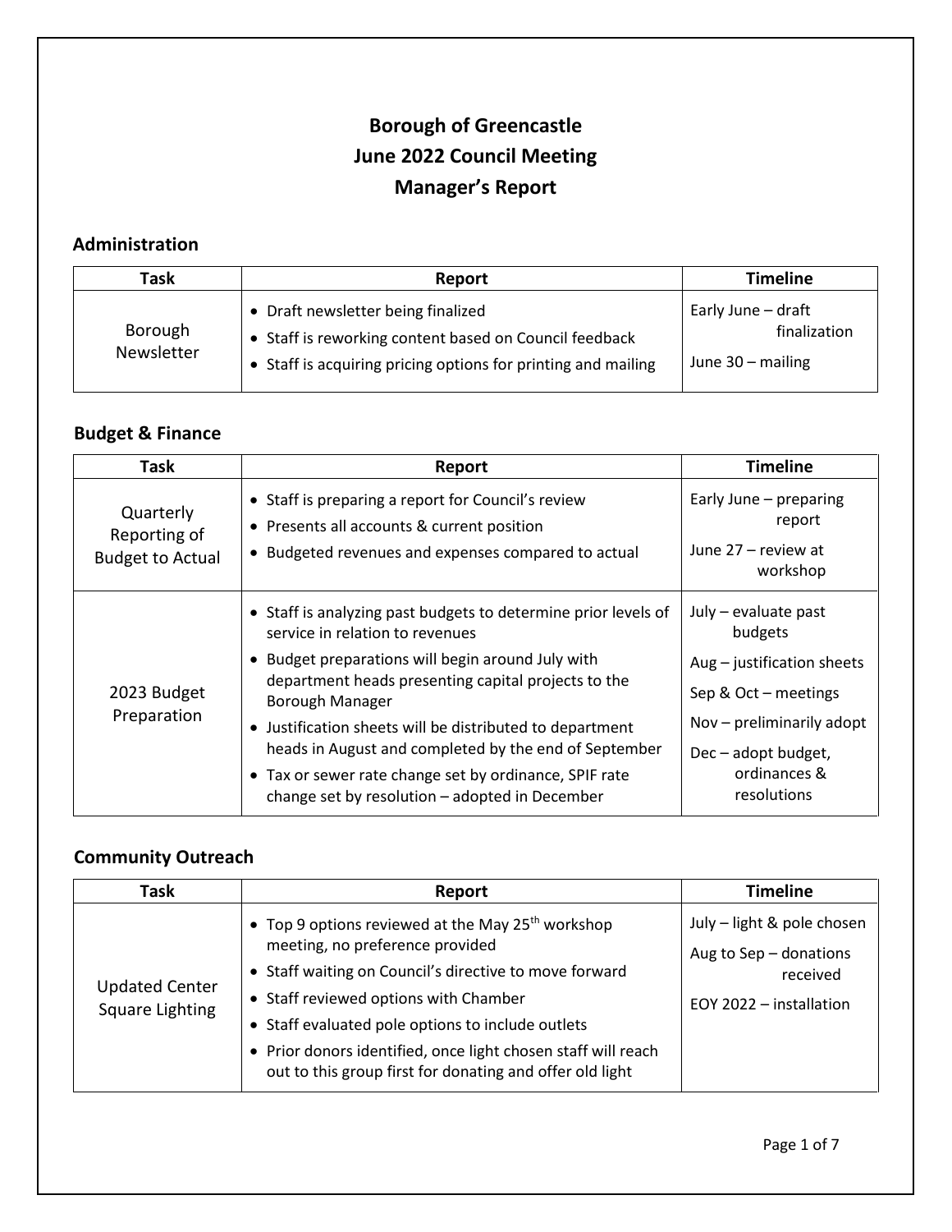# Borough of Greencastle
# June 2022 Council Meeting
# Manager's Report

## Administration

| Task | Report | Timeline |
|---|---|---|
| Borough Newsletter | • Draft newsletter being finalized<br>• Staff is reworking content based on Council feedback<br>• Staff is acquiring pricing options for printing and mailing | Early June – draft finalization<br><br>June 30 – mailing |

## Budget & Finance

| Task | Report | Timeline |
|---|---|---|
| Quarterly Reporting of Budget to Actual | • Staff is preparing a report for Council's review<br>• Presents all accounts & current position<br>• Budgeted revenues and expenses compared to actual | Early June – preparing report<br><br>June 27 – review at workshop |
| 2023 Budget Preparation | • Staff is analyzing past budgets to determine prior levels of service in relation to revenues<br>• Budget preparations will begin around July with department heads presenting capital projects to the Borough Manager<br>• Justification sheets will be distributed to department heads in August and completed by the end of September<br>• Tax or sewer rate change set by ordinance, SPIF rate change set by resolution – adopted in December | July – evaluate past budgets<br><br>Aug – justification sheets<br><br>Sep & Oct – meetings<br><br>Nov – preliminarily adopt<br><br>Dec – adopt budget, ordinances & resolutions |

## Community Outreach

| Task | Report | Timeline |
|---|---|---|
| Updated Center Square Lighting | • Top 9 options reviewed at the May 25th workshop meeting, no preference provided<br>• Staff waiting on Council's directive to move forward<br>• Staff reviewed options with Chamber<br>• Staff evaluated pole options to include outlets<br>• Prior donors identified, once light chosen staff will reach out to this group first for donating and offer old light | July – light & pole chosen<br><br>Aug to Sep – donations received<br><br>EOY 2022 – installation |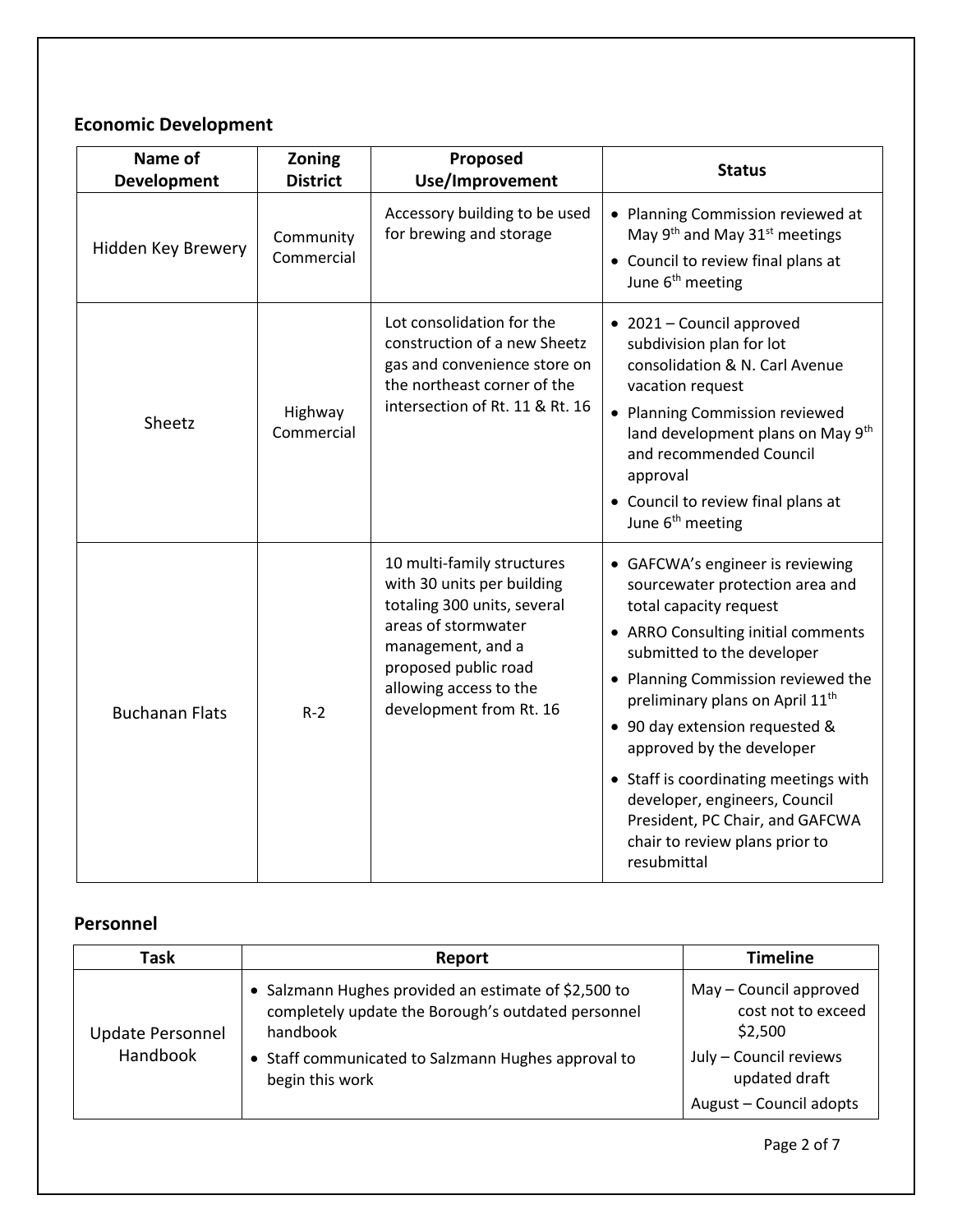## Economic Development

| Name of Development | Zoning District | Proposed Use/Improvement | Status |
|---|---|---|---|
| Hidden Key Brewery | Community Commercial | Accessory building to be used for brewing and storage | • Planning Commission reviewed at May 9th and May 31st meetings<br>• Council to review final plans at June 6th meeting |
| Sheetz | Highway Commercial | Lot consolidation for the construction of a new Sheetz gas and convenience store on the northeast corner of the intersection of Rt. 11 & Rt. 16 | • 2021 – Council approved subdivision plan for lot consolidation & N. Carl Avenue vacation request<br>• Planning Commission reviewed land development plans on May 9th and recommended Council approval<br>• Council to review final plans at June 6th meeting |
| Buchanan Flats | R-2 | 10 multi-family structures with 30 units per building totaling 300 units, several areas of stormwater management, and a proposed public road allowing access to the development from Rt. 16 | • GAFCWA's engineer is reviewing sourcewater protection area and total capacity request<br>• ARRO Consulting initial comments submitted to the developer<br>• Planning Commission reviewed the preliminary plans on April 11th<br>• 90 day extension requested & approved by the developer<br>• Staff is coordinating meetings with developer, engineers, Council President, PC Chair, and GAFCWA chair to review plans prior to resubmittal |

## Personnel

| Task | Report | Timeline |
|---|---|---|
| Update Personnel Handbook | • Salzmann Hughes provided an estimate of $2,500 to completely update the Borough's outdated personnel handbook<br>• Staff communicated to Salzmann Hughes approval to begin this work | May – Council approved cost not to exceed $2,500<br>July – Council reviews updated draft<br>August – Council adopts |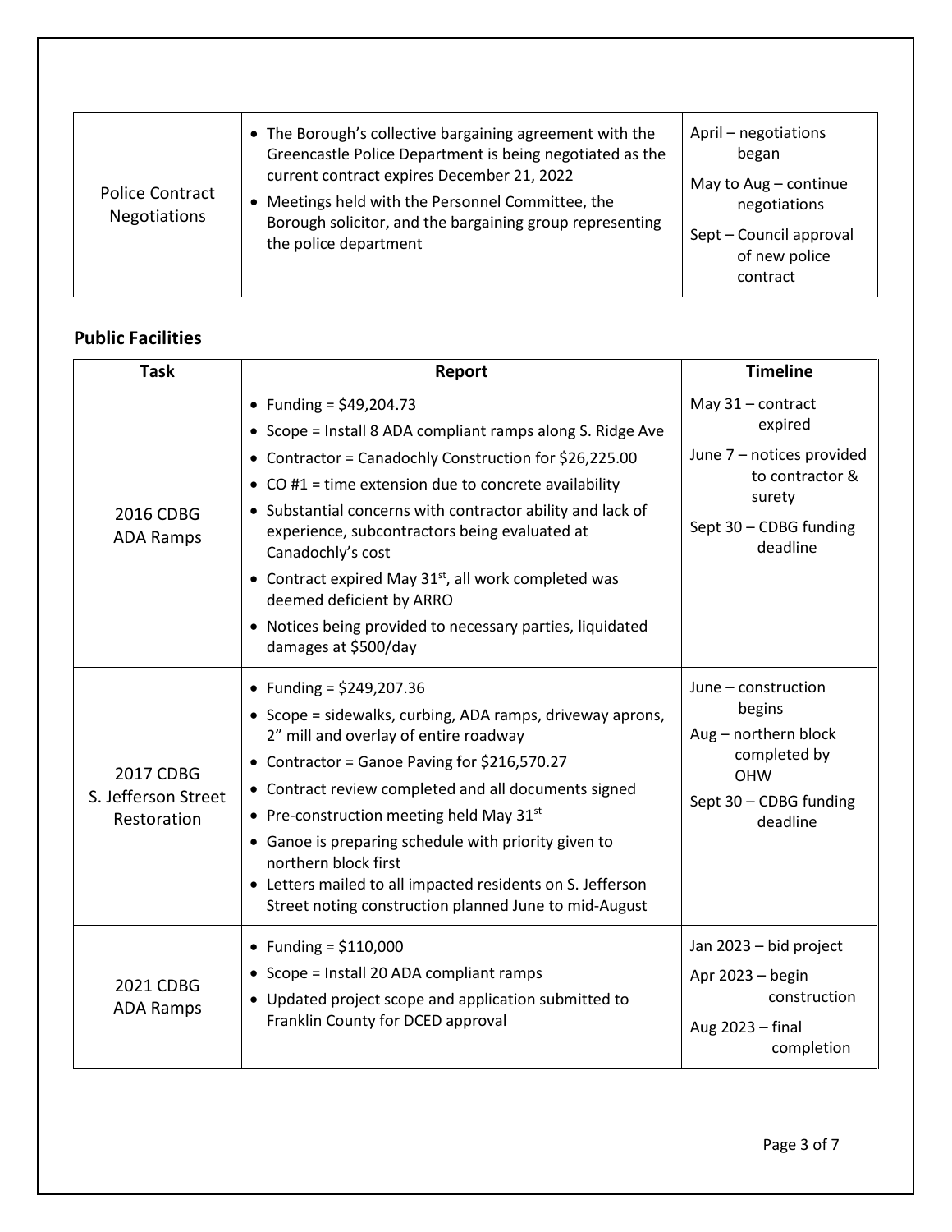| | | |
|---|---|---|
| Police Contract Negotiations | • The Borough's collective bargaining agreement with the Greencastle Police Department is being negotiated as the current contract expires December 21, 2022<br>• Meetings held with the Personnel Committee, the Borough solicitor, and the bargaining group representing the police department | April – negotiations began<br>May to Aug – continue negotiations<br>Sept – Council approval of new police contract |

## Public Facilities

| Task | Report | Timeline |
|---|---|---|
| 2016 CDBG ADA Ramps | • Funding = $49,204.73<br>• Scope = Install 8 ADA compliant ramps along S. Ridge Ave<br>• Contractor = Canadochly Construction for $26,225.00<br>• CO #1 = time extension due to concrete availability<br>• Substantial concerns with contractor ability and lack of experience, subcontractors being evaluated at Canadochly's cost<br>• Contract expired May 31st, all work completed was deemed deficient by ARRO<br>• Notices being provided to necessary parties, liquidated damages at $500/day | May 31 – contract expired<br>June 7 – notices provided to contractor & surety<br>Sept 30 – CDBG funding deadline |
| 2017 CDBG S. Jefferson Street Restoration | • Funding = $249,207.36<br>• Scope = sidewalks, curbing, ADA ramps, driveway aprons, 2" mill and overlay of entire roadway<br>• Contractor = Ganoe Paving for $216,570.27<br>• Contract review completed and all documents signed<br>• Pre-construction meeting held May 31st<br>• Ganoe is preparing schedule with priority given to northern block first<br>• Letters mailed to all impacted residents on S. Jefferson Street noting construction planned June to mid-August | June – construction begins<br>Aug – northern block completed by OHW<br>Sept 30 – CDBG funding deadline |
| 2021 CDBG ADA Ramps | • Funding = $110,000<br>• Scope = Install 20 ADA compliant ramps<br>• Updated project scope and application submitted to Franklin County for DCED approval | Jan 2023 – bid project<br>Apr 2023 – begin construction<br>Aug 2023 – final completion |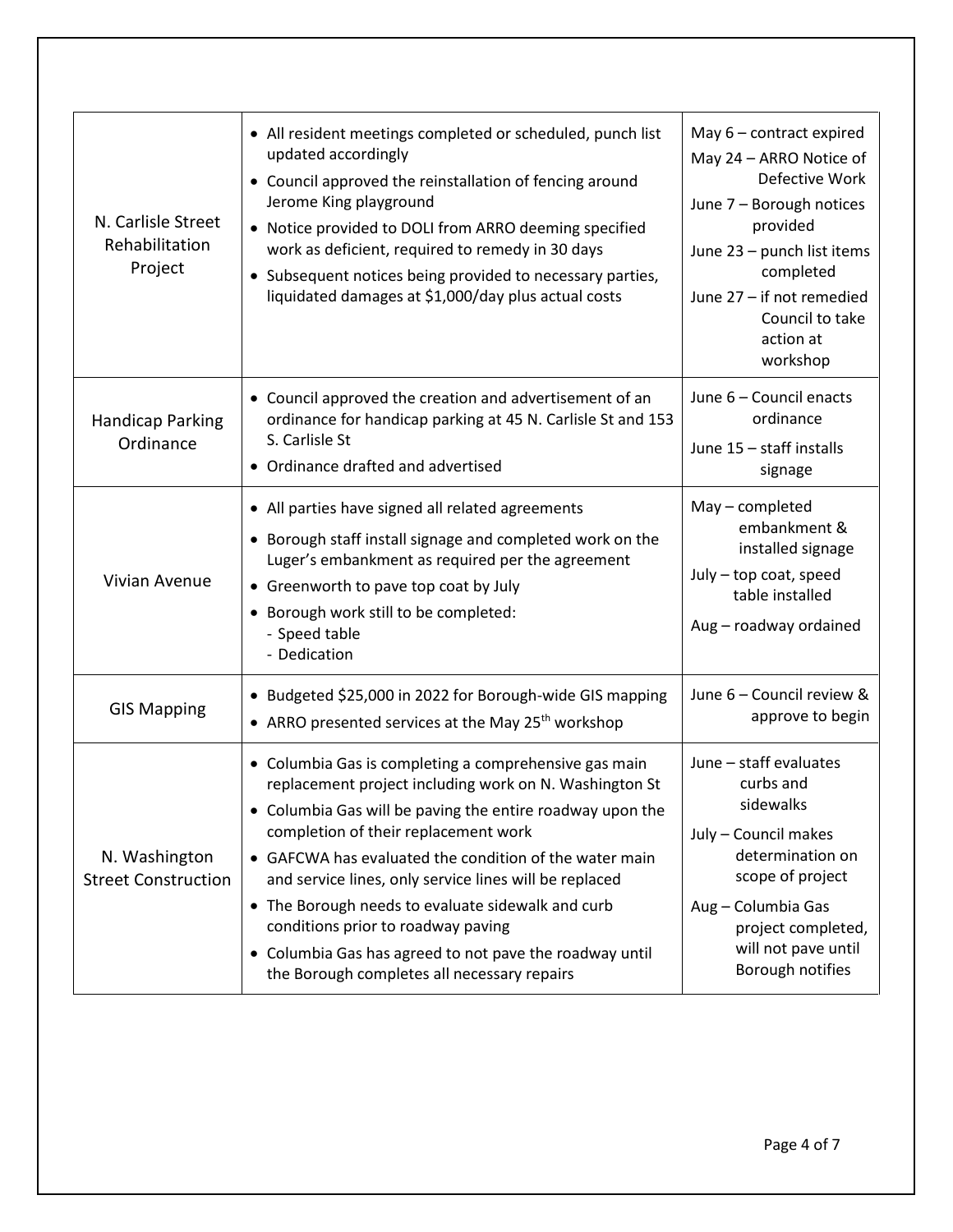| | | |
|---|---|---|
| N. Carlisle Street Rehabilitation Project | • All resident meetings completed or scheduled, punch list updated accordingly<br>• Council approved the reinstallation of fencing around Jerome King playground<br>• Notice provided to DOLI from ARRO deeming specified work as deficient, required to remedy in 30 days<br>• Subsequent notices being provided to necessary parties, liquidated damages at $1,000/day plus actual costs | May 6 – contract expired<br>May 24 – ARRO Notice of Defective Work<br>June 7 – Borough notices provided<br>June 23 – punch list items completed<br>June 27 – if not remedied Council to take action at workshop |
| Handicap Parking Ordinance | • Council approved the creation and advertisement of an ordinance for handicap parking at 45 N. Carlisle St and 153 S. Carlisle St<br>• Ordinance drafted and advertised | June 6 – Council enacts ordinance<br>June 15 – staff installs signage |
| Vivian Avenue | • All parties have signed all related agreements<br>• Borough staff install signage and completed work on the Luger's embankment as required per the agreement<br>• Greenworth to pave top coat by July<br>• Borough work still to be completed:<br>- Speed table<br>- Dedication | May – completed embankment & installed signage<br>July – top coat, speed table installed<br>Aug – roadway ordained |
| GIS Mapping | • Budgeted $25,000 in 2022 for Borough-wide GIS mapping<br>• ARRO presented services at the May 25th workshop | June 6 – Council review & approve to begin |
| N. Washington Street Construction | • Columbia Gas is completing a comprehensive gas main replacement project including work on N. Washington St<br>• Columbia Gas will be paving the entire roadway upon the completion of their replacement work<br>• GAFCWA has evaluated the condition of the water main and service lines, only service lines will be replaced<br>• The Borough needs to evaluate sidewalk and curb conditions prior to roadway paving<br>• Columbia Gas has agreed to not pave the roadway until the Borough completes all necessary repairs | June – staff evaluates curbs and sidewalks<br>July – Council makes determination on scope of project<br>Aug – Columbia Gas project completed, will not pave until Borough notifies |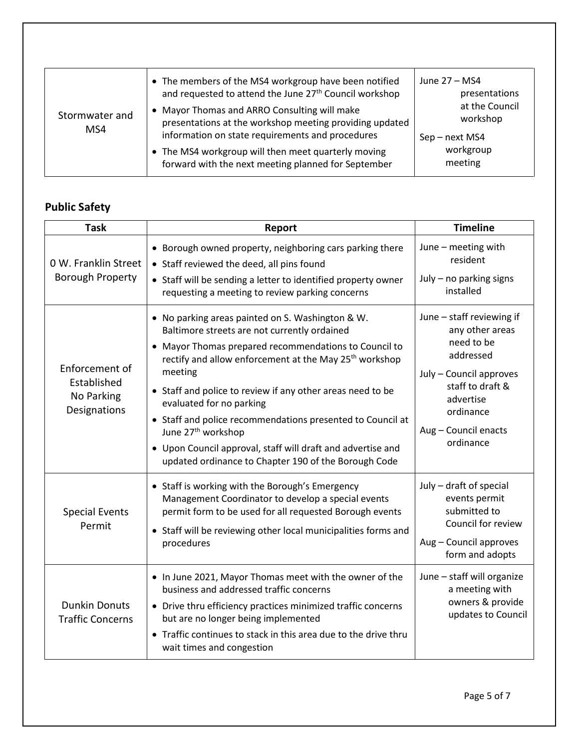| | | |
|---|---|---|
| Stormwater and MS4 | • The members of the MS4 workgroup have been notified and requested to attend the June 27th Council workshop<br>• Mayor Thomas and ARRO Consulting will make presentations at the workshop meeting providing updated information on state requirements and procedures<br>• The MS4 workgroup will then meet quarterly moving forward with the next meeting planned for September | June 27 – MS4 presentations at the Council workshop<br>Sep – next MS4 workgroup meeting |

## Public Safety

| Task | Report | Timeline |
|---|---|---|
| 0 W. Franklin Street Borough Property | • Borough owned property, neighboring cars parking there<br>• Staff reviewed the deed, all pins found<br>• Staff will be sending a letter to identified property owner requesting a meeting to review parking concerns | June – meeting with resident<br>July – no parking signs installed |
| Enforcement of Established No Parking Designations | • No parking areas painted on S. Washington & W. Baltimore streets are not currently ordained<br>• Mayor Thomas prepared recommendations to Council to rectify and allow enforcement at the May 25th workshop meeting<br>• Staff and police to review if any other areas need to be evaluated for no parking<br>• Staff and police recommendations presented to Council at June 27th workshop<br>• Upon Council approval, staff will draft and advertise and updated ordinance to Chapter 190 of the Borough Code | June – staff reviewing if any other areas need to be addressed<br>July – Council approves staff to draft & advertise ordinance<br>Aug – Council enacts ordinance |
| Special Events Permit | • Staff is working with the Borough's Emergency Management Coordinator to develop a special events permit form to be used for all requested Borough events<br>• Staff will be reviewing other local municipalities forms and procedures | July – draft of special events permit submitted to Council for review<br>Aug – Council approves form and adopts |
| Dunkin Donuts Traffic Concerns | • In June 2021, Mayor Thomas meet with the owner of the business and addressed traffic concerns<br>• Drive thru efficiency practices minimized traffic concerns but are no longer being implemented<br>• Traffic continues to stack in this area due to the drive thru wait times and congestion | June – staff will organize a meeting with owners & provide updates to Council |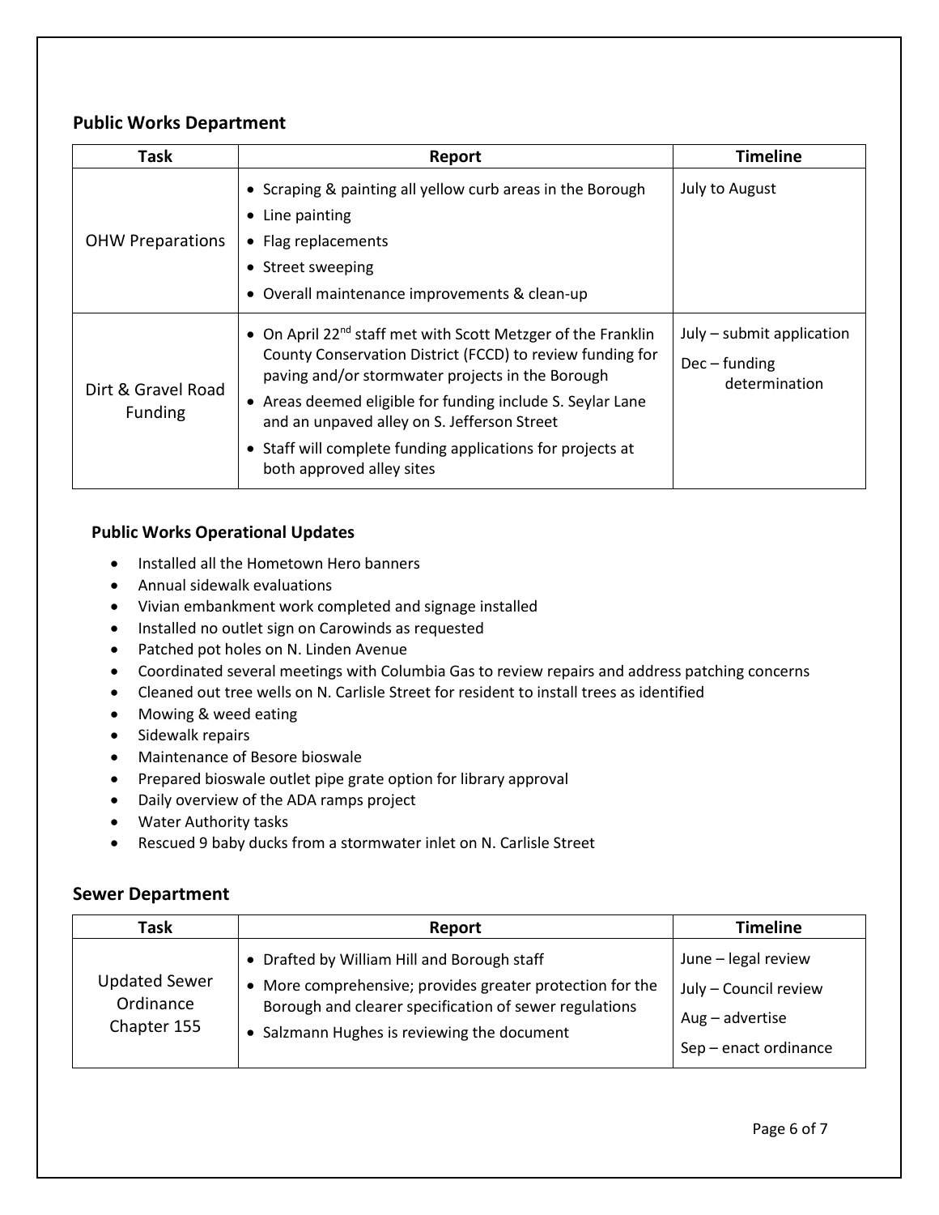## Public Works Department

| Task | Report | Timeline |
|---|---|---|
| OHW Preparations | • Scraping & painting all yellow curb areas in the Borough<br>• Line painting<br>• Flag replacements<br>• Street sweeping<br>• Overall maintenance improvements & clean-up | July to August |
| Dirt & Gravel Road Funding | • On April 22nd staff met with Scott Metzger of the Franklin County Conservation District (FCCD) to review funding for paving and/or stormwater projects in the Borough<br>• Areas deemed eligible for funding include S. Seylar Lane and an unpaved alley on S. Jefferson Street<br>• Staff will complete funding applications for projects at both approved alley sites | July – submit application<br>Dec – funding determination |

### Public Works Operational Updates

- Installed all the Hometown Hero banners
- Annual sidewalk evaluations
- Vivian embankment work completed and signage installed
- Installed no outlet sign on Carowinds as requested
- Patched pot holes on N. Linden Avenue
- Coordinated several meetings with Columbia Gas to review repairs and address patching concerns
- Cleaned out tree wells on N. Carlisle Street for resident to install trees as identified
- Mowing & weed eating
- Sidewalk repairs
- Maintenance of Besore bioswale
- Prepared bioswale outlet pipe grate option for library approval
- Daily overview of the ADA ramps project
- Water Authority tasks
- Rescued 9 baby ducks from a stormwater inlet on N. Carlisle Street

## Sewer Department

| Task | Report | Timeline |
|---|---|---|
| Updated Sewer Ordinance Chapter 155 | • Drafted by William Hill and Borough staff<br>• More comprehensive; provides greater protection for the Borough and clearer specification of sewer regulations<br>• Salzmann Hughes is reviewing the document | June – legal review<br>July – Council review<br>Aug – advertise<br>Sep – enact ordinance |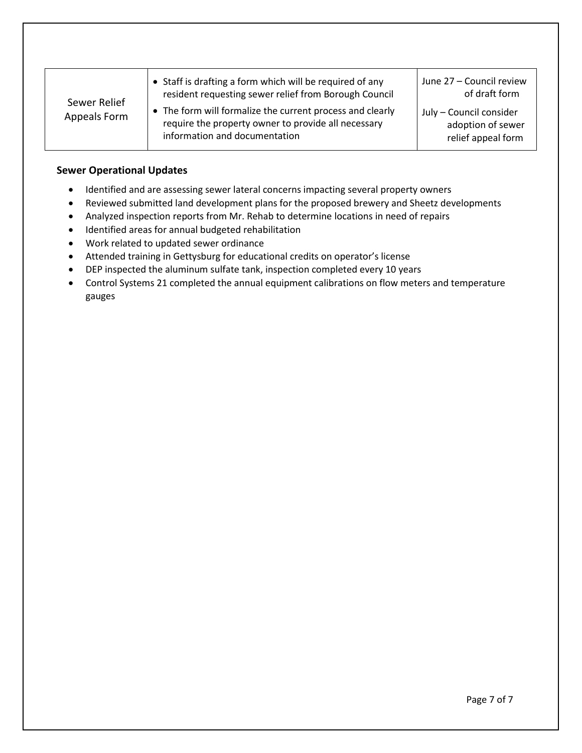| | | |
|---|---|---|
| Sewer Relief Appeals Form | • Staff is drafting a form which will be required of any resident requesting sewer relief from Borough Council<br>• The form will formalize the current process and clearly require the property owner to provide all necessary information and documentation | June 27 – Council review of draft form<br>July – Council consider adoption of sewer relief appeal form |

**Sewer Operational Updates**

- Identified and are assessing sewer lateral concerns impacting several property owners
- Reviewed submitted land development plans for the proposed brewery and Sheetz developments
- Analyzed inspection reports from Mr. Rehab to determine locations in need of repairs
- Identified areas for annual budgeted rehabilitation
- Work related to updated sewer ordinance
- Attended training in Gettysburg for educational credits on operator's license
- DEP inspected the aluminum sulfate tank, inspection completed every 10 years
- Control Systems 21 completed the annual equipment calibrations on flow meters and temperature gauges